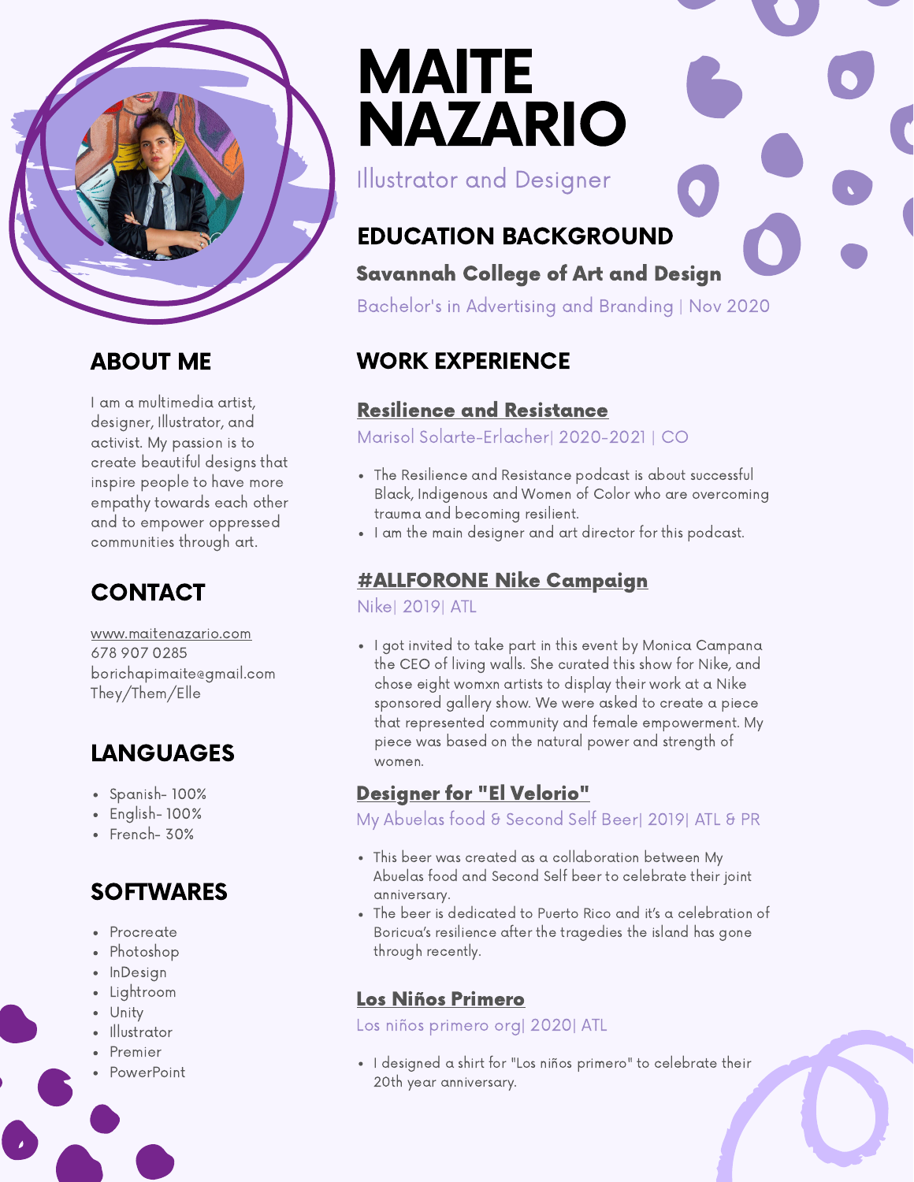# MAITE NAZARIO

Illustrator and Designer

## ABOUT ME

I am a multimedia artist, designer, Illustrator, and activist. My passion is to create beautiful designs that inspire people to have more empathy towards each other and to empower oppressed communities through art.

## CONTACT

www.maitenazario.com
678 907 0285
borichapimaite@gmail.com
They/Them/Elle

## LANGUAGES

- Spanish- 100%
- English- 100%
- French- 30%

## SOFTWARES

- Procreate
- Photoshop
- InDesign
- Lightroom
- Unity
- Illustrator
- Premier
- PowerPoint

## EDUCATION BACKGROUND

### Savannah College of Art and Design

Bachelor's in Advertising and Branding | Nov 2020

## WORK EXPERIENCE

### Resilience and Resistance

Marisol Solarte-Erlacher| 2020-2021 | CO

- The Resilience and Resistance podcast is about successful Black, Indigenous and Women of Color who are overcoming trauma and becoming resilient.
- I am the main designer and art director for this podcast.

### #ALLFORONE Nike Campaign

Nike| 2019| ATL

- I got invited to take part in this event by Monica Campana the CEO of living walls. She curated this show for Nike, and chose eight womxn artists to display their work at a Nike sponsored gallery show. We were asked to create a piece that represented community and female empowerment. My piece was based on the natural power and strength of women.

### Designer for "El Velorio"

My Abuelas food & Second Self Beer| 2019| ATL & PR

- This beer was created as a collaboration between My Abuelas food and Second Self beer to celebrate their joint anniversary.
- The beer is dedicated to Puerto Rico and it's a celebration of Boricua's resilience after the tragedies the island has gone through recently.

### Los Niños Primero

Los niños primero org| 2020| ATL

- I designed a shirt for "Los niños primero" to celebrate their 20th year anniversary.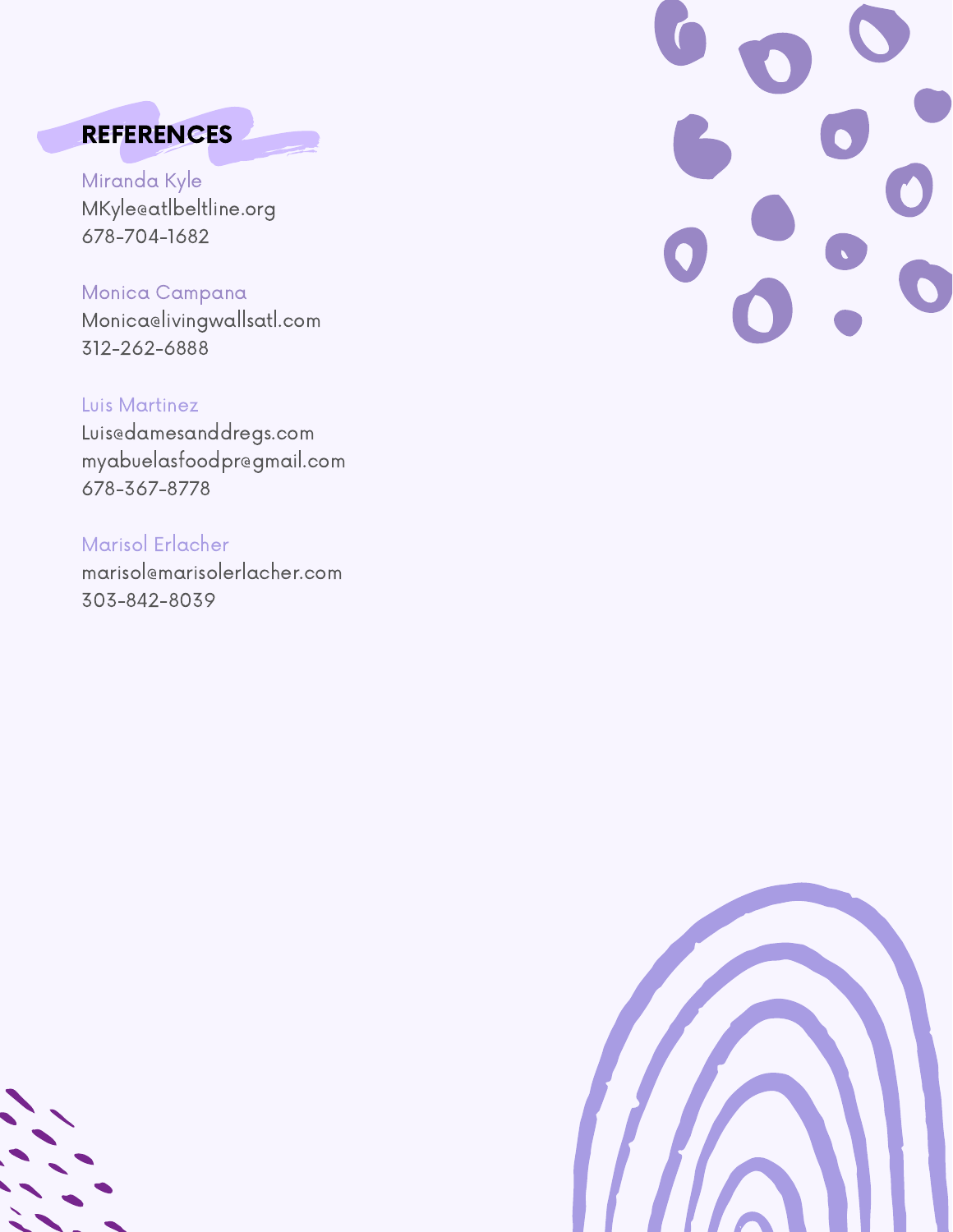## REFERENCES

Miranda Kyle
MKyle@atlbeltline.org
678-704-1682

Monica Campana
Monica@livingwallsatl.com
312-262-6888

Luis Martinez
Luis@damesanddregs.com
myabuelasfoodpr@gmail.com
678-367-8778

Marisol Erlacher
marisol@marisolerlacher.com
303-842-8039